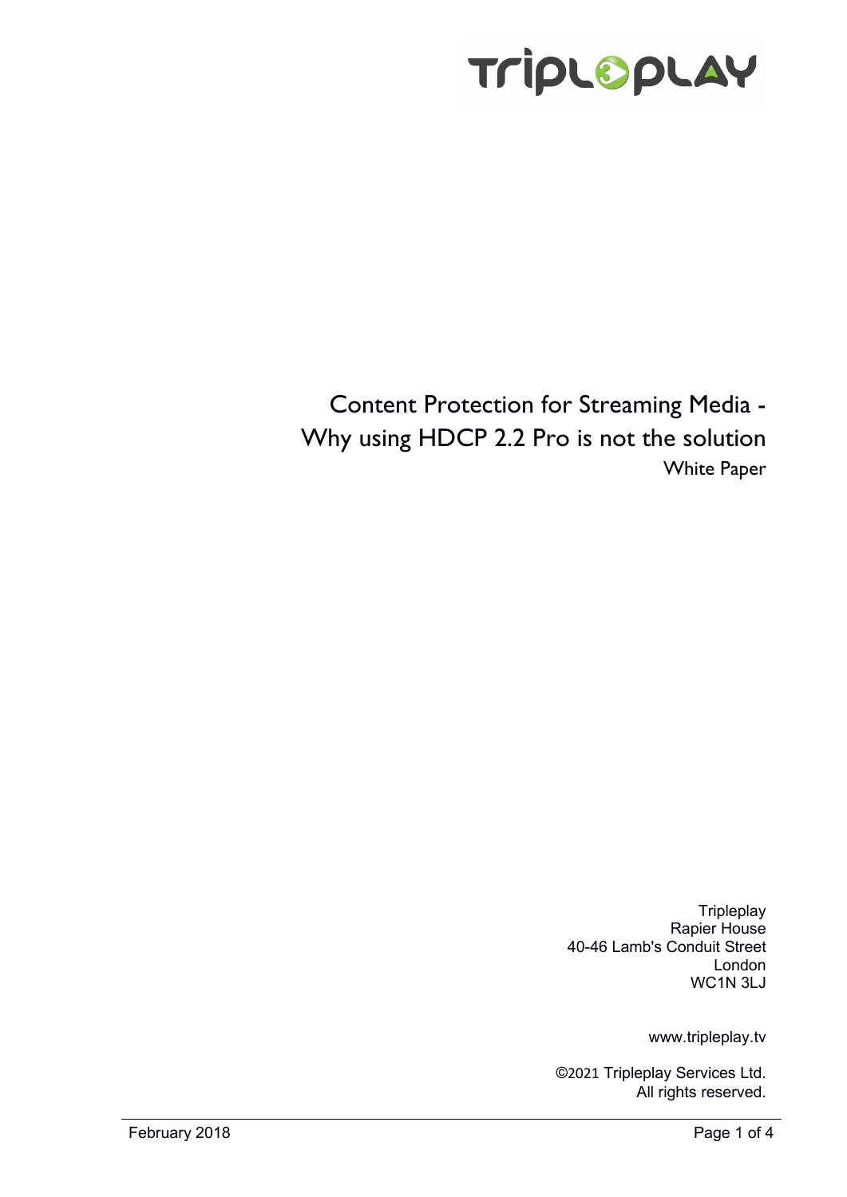# Content Protection for Streaming Media - Why using HDCP 2.2 Pro is not the solution

White Paper

Tripleplay
Rapier House
40-46 Lamb's Conduit Street
London
WC1N 3LJ

www.tripleplay.tv

©2021 Tripleplay Services Ltd.
All rights reserved.

February 2018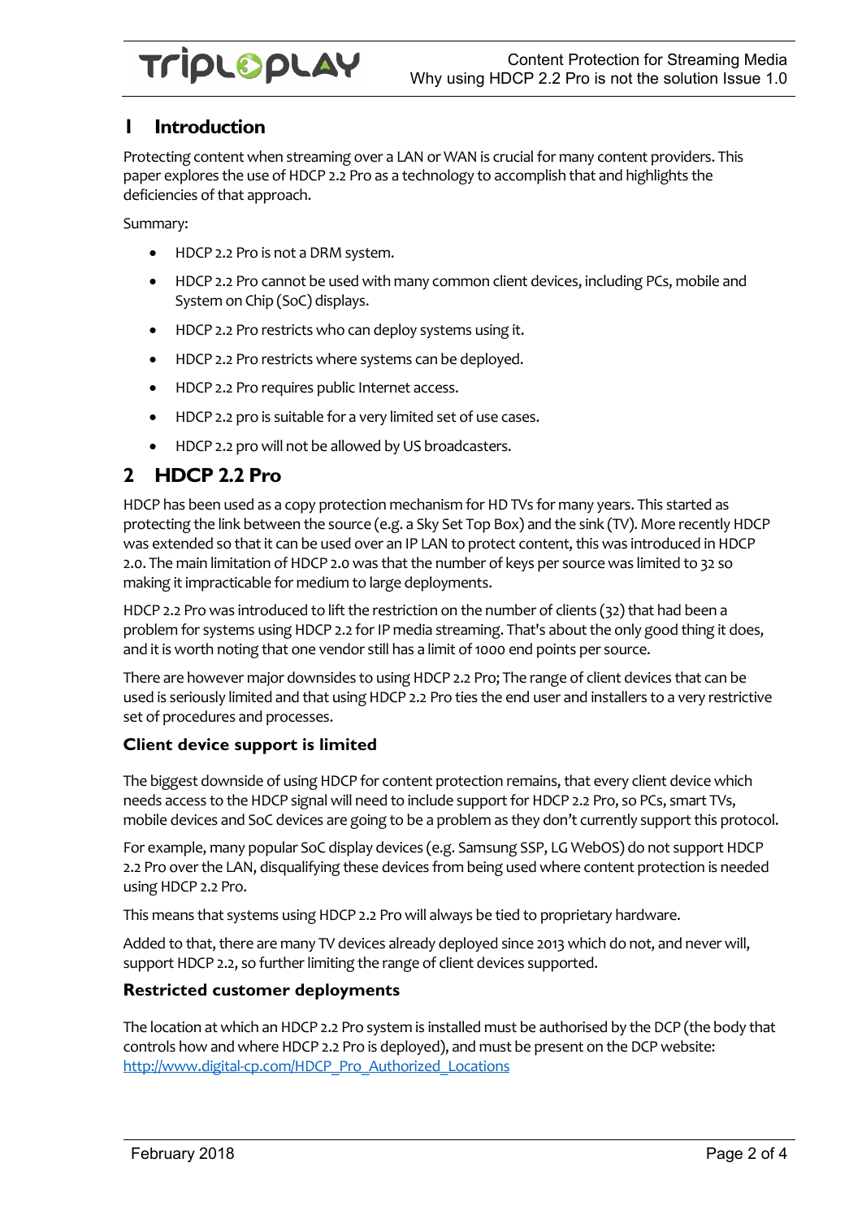# 1 Introduction

Protecting content when streaming over a LAN or WAN is crucial for many content providers. This paper explores the use of HDCP 2.2 Pro as a technology to accomplish that and highlights the deficiencies of that approach.

Summary:

- HDCP 2.2 Pro is not a DRM system.
- HDCP 2.2 Pro cannot be used with many common client devices, including PCs, mobile and System on Chip (SoC) displays.
- HDCP 2.2 Pro restricts who can deploy systems using it.
- HDCP 2.2 Pro restricts where systems can be deployed.
- HDCP 2.2 Pro requires public Internet access.
- HDCP 2.2 pro is suitable for a very limited set of use cases.
- HDCP 2.2 pro will not be allowed by US broadcasters.

# 2 HDCP 2.2 Pro

HDCP has been used as a copy protection mechanism for HD TVs for many years. This started as protecting the link between the source (e.g. a Sky Set Top Box) and the sink (TV). More recently HDCP was extended so that it can be used over an IP LAN to protect content, this was introduced in HDCP 2.0. The main limitation of HDCP 2.0 was that the number of keys per source was limited to 32 so making it impracticable for medium to large deployments.

HDCP 2.2 Pro was introduced to lift the restriction on the number of clients (32) that had been a problem for systems using HDCP 2.2 for IP media streaming. That's about the only good thing it does, and it is worth noting that one vendor still has a limit of 1000 end points per source.

There are however major downsides to using HDCP 2.2 Pro; The range of client devices that can be used is seriously limited and that using HDCP 2.2 Pro ties the end user and installers to a very restrictive set of procedures and processes.

### Client device support is limited

The biggest downside of using HDCP for content protection remains, that every client device which needs access to the HDCP signal will need to include support for HDCP 2.2 Pro, so PCs, smart TVs, mobile devices and SoC devices are going to be a problem as they don't currently support this protocol.

For example, many popular SoC display devices (e.g. Samsung SSP, LG WebOS) do not support HDCP 2.2 Pro over the LAN, disqualifying these devices from being used where content protection is needed using HDCP 2.2 Pro.

This means that systems using HDCP 2.2 Pro will always be tied to proprietary hardware.

Added to that, there are many TV devices already deployed since 2013 which do not, and never will, support HDCP 2.2, so further limiting the range of client devices supported.

### Restricted customer deployments

The location at which an HDCP 2.2 Pro system is installed must be authorised by the DCP (the body that controls how and where HDCP 2.2 Pro is deployed), and must be present on the DCP website: http://www.digital-cp.com/HDCP_Pro_Authorized_Locations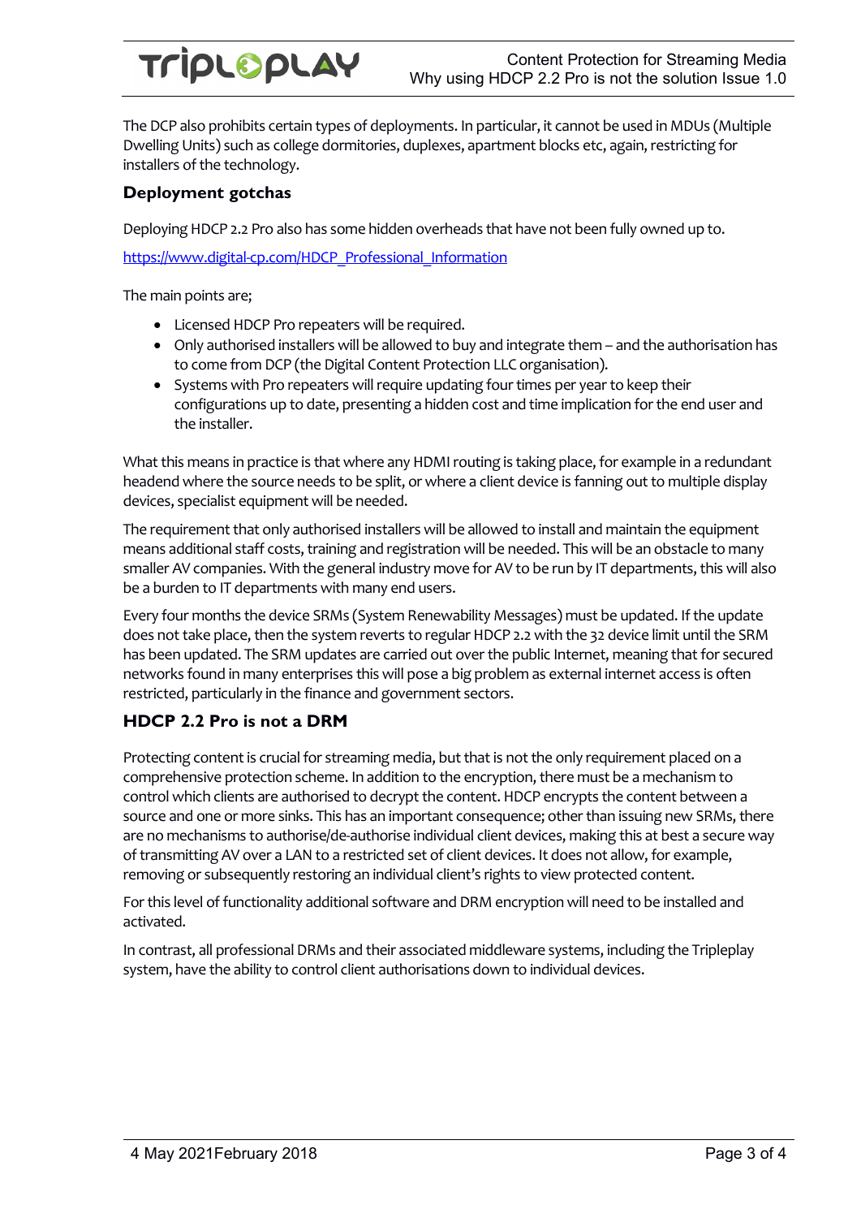The DCP also prohibits certain types of deployments. In particular, it cannot be used in MDUs (Multiple Dwelling Units) such as college dormitories, duplexes, apartment blocks etc, again, restricting for installers of the technology.

### Deployment gotchas

Deploying HDCP 2.2 Pro also has some hidden overheads that have not been fully owned up to.

https://www.digital-cp.com/HDCP_Professional_Information

The main points are;

- Licensed HDCP Pro repeaters will be required.
- Only authorised installers will be allowed to buy and integrate them – and the authorisation has to come from DCP (the Digital Content Protection LLC organisation).
- Systems with Pro repeaters will require updating four times per year to keep their configurations up to date, presenting a hidden cost and time implication for the end user and the installer.

What this means in practice is that where any HDMI routing is taking place, for example in a redundant headend where the source needs to be split, or where a client device is fanning out to multiple display devices, specialist equipment will be needed.

The requirement that only authorised installers will be allowed to install and maintain the equipment means additional staff costs, training and registration will be needed. This will be an obstacle to many smaller AV companies. With the general industry move for AV to be run by IT departments, this will also be a burden to IT departments with many end users.

Every four months the device SRMs (System Renewability Messages) must be updated. If the update does not take place, then the system reverts to regular HDCP 2.2 with the 32 device limit until the SRM has been updated. The SRM updates are carried out over the public Internet, meaning that for secured networks found in many enterprises this will pose a big problem as external internet access is often restricted, particularly in the finance and government sectors.

### HDCP 2.2 Pro is not a DRM

Protecting content is crucial for streaming media, but that is not the only requirement placed on a comprehensive protection scheme. In addition to the encryption, there must be a mechanism to control which clients are authorised to decrypt the content. HDCP encrypts the content between a source and one or more sinks. This has an important consequence; other than issuing new SRMs, there are no mechanisms to authorise/de-authorise individual client devices, making this at best a secure way of transmitting AV over a LAN to a restricted set of client devices. It does not allow, for example, removing or subsequently restoring an individual client's rights to view protected content.

For this level of functionality additional software and DRM encryption will need to be installed and activated.

In contrast, all professional DRMs and their associated middleware systems, including the Tripleplay system, have the ability to control client authorisations down to individual devices.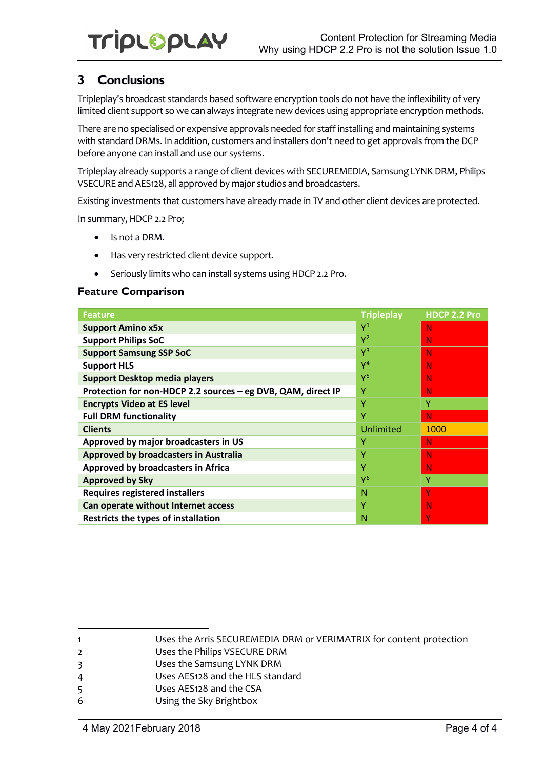## 3 Conclusions

Tripleplay's broadcast standards based software encryption tools do not have the inflexibility of very limited client support so we can always integrate new devices using appropriate encryption methods.

There are no specialised or expensive approvals needed for staff installing and maintaining systems with standard DRMs. In addition, customers and installers don't need to get approvals from the DCP before anyone can install and use our systems.

Tripleplay already supports a range of client devices with SECUREMEDIA, Samsung LYNK DRM, Philips VSECURE and AES128, all approved by major studios and broadcasters.

Existing investments that customers have already made in TV and other client devices are protected.

In summary, HDCP 2.2 Pro;

- Is not a DRM.
- Has very restricted client device support.
- Seriously limits who can install systems using HDCP 2.2 Pro.

### Feature Comparison

| Feature | Tripleplay | HDCP 2.2 Pro |
|---|---|---|
| **Support Amino x5x** | Y[1] | N |
| **Support Philips SoC** | Y[2] | N |
| **Support Samsung SSP SoC** | Y[3] | N |
| **Support HLS** | Y[4] | N |
| **Support Desktop media players** | Y[5] | N |
| **Protection for non-HDCP 2.2 sources – eg DVB, QAM, direct IP** | Y | N |
| **Encrypts Video at ES level** | Y | Y |
| **Full DRM functionality** | Y | N |
| **Clients** | Unlimited | 1000 |
| **Approved by major broadcasters in US** | Y | N |
| **Approved by broadcasters in Australia** | Y | N |
| **Approved by broadcasters in Africa** | Y | N |
| **Approved by Sky** | Y[6] | Y |
| **Requires registered installers** | N | Y |
| **Can operate without Internet access** | Y | N |
| **Restricts the types of installation** | N | Y |

1 Uses the Arris SECUREMEDIA DRM or VERIMATRIX for content protection
2 Uses the Philips VSECURE DRM
3 Uses the Samsung LYNK DRM
4 Uses AES128 and the HLS standard
5 Uses AES128 and the CSA
6 Using the Sky Brightbox